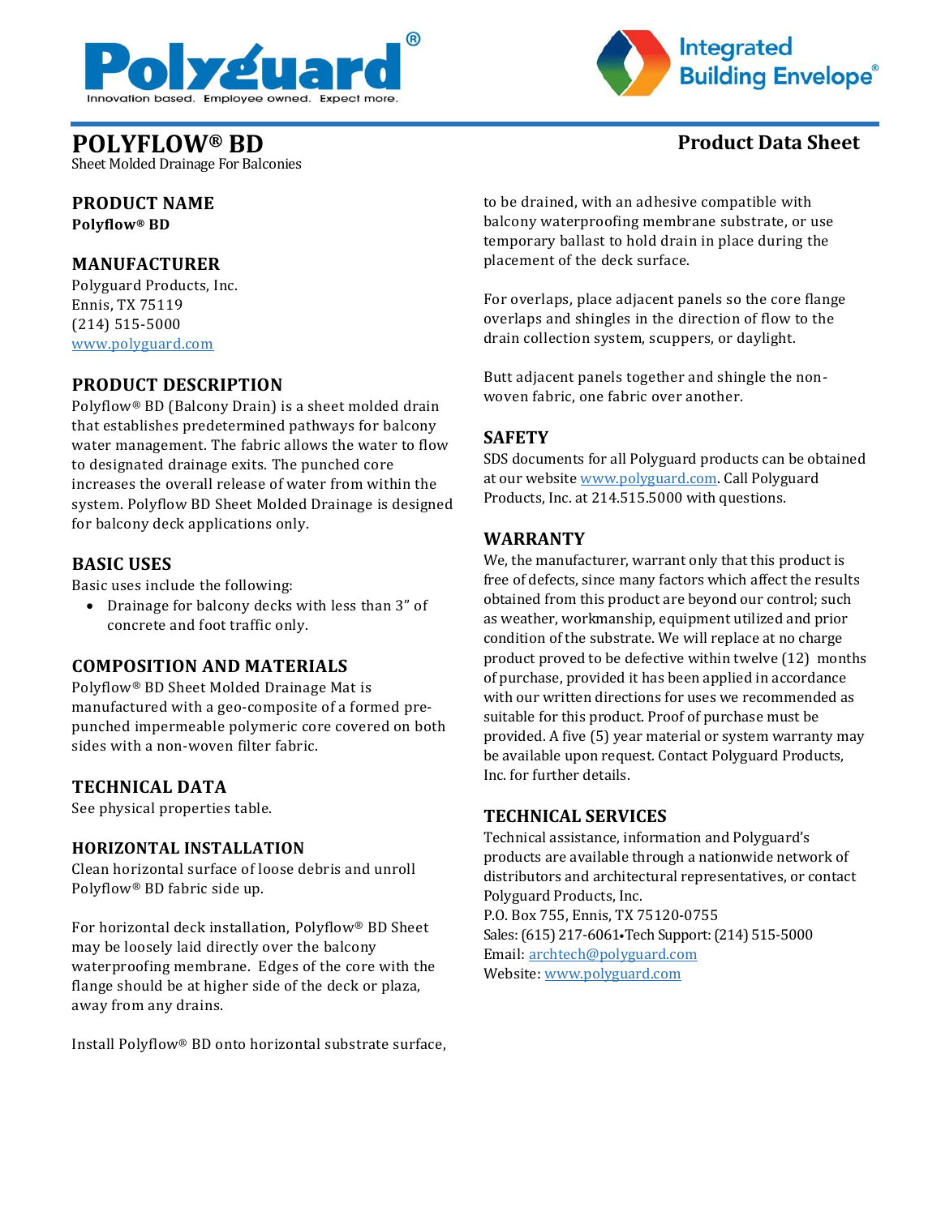# POLYFLOW® BD

Sheet Molded Drainage For Balconies

**Product Data Sheet**

## PRODUCT NAME

**Polyflow® BD**

## MANUFACTURER

Polyguard Products, Inc.
Ennis, TX 75119
(214) 515-5000
www.polyguard.com

## PRODUCT DESCRIPTION

Polyflow® BD (Balcony Drain) is a sheet molded drain that establishes predetermined pathways for balcony water management. The fabric allows the water to flow to designated drainage exits. The punched core increases the overall release of water from within the system. Polyflow BD Sheet Molded Drainage is designed for balcony deck applications only.

## BASIC USES

Basic uses include the following:

- Drainage for balcony decks with less than 3" of concrete and foot traffic only.

## COMPOSITION AND MATERIALS

Polyflow® BD Sheet Molded Drainage Mat is manufactured with a geo-composite of a formed pre-punched impermeable polymeric core covered on both sides with a non-woven filter fabric.

## TECHNICAL DATA

See physical properties table.

## HORIZONTAL INSTALLATION

Clean horizontal surface of loose debris and unroll Polyflow® BD fabric side up.

For horizontal deck installation, Polyflow® BD Sheet may be loosely laid directly over the balcony waterproofing membrane. Edges of the core with the flange should be at higher side of the deck or plaza, away from any drains.

Install Polyflow® BD onto horizontal substrate surface, to be drained, with an adhesive compatible with balcony waterproofing membrane substrate, or use temporary ballast to hold drain in place during the placement of the deck surface.

For overlaps, place adjacent panels so the core flange overlaps and shingles in the direction of flow to the drain collection system, scuppers, or daylight.

Butt adjacent panels together and shingle the non-woven fabric, one fabric over another.

## SAFETY

SDS documents for all Polyguard products can be obtained at our website www.polyguard.com. Call Polyguard Products, Inc. at 214.515.5000 with questions.

## WARRANTY

We, the manufacturer, warrant only that this product is free of defects, since many factors which affect the results obtained from this product are beyond our control; such as weather, workmanship, equipment utilized and prior condition of the substrate. We will replace at no charge product proved to be defective within twelve (12) months of purchase, provided it has been applied in accordance with our written directions for uses we recommended as suitable for this product. Proof of purchase must be provided. A five (5) year material or system warranty may be available upon request. Contact Polyguard Products, Inc. for further details.

## TECHNICAL SERVICES

Technical assistance, information and Polyguard's products are available through a nationwide network of distributors and architectural representatives, or contact Polyguard Products, Inc.
P.O. Box 755, Ennis, TX 75120-0755
Sales: (615) 217-6061•Tech Support: (214) 515-5000
Email: archtech@polyguard.com
Website: www.polyguard.com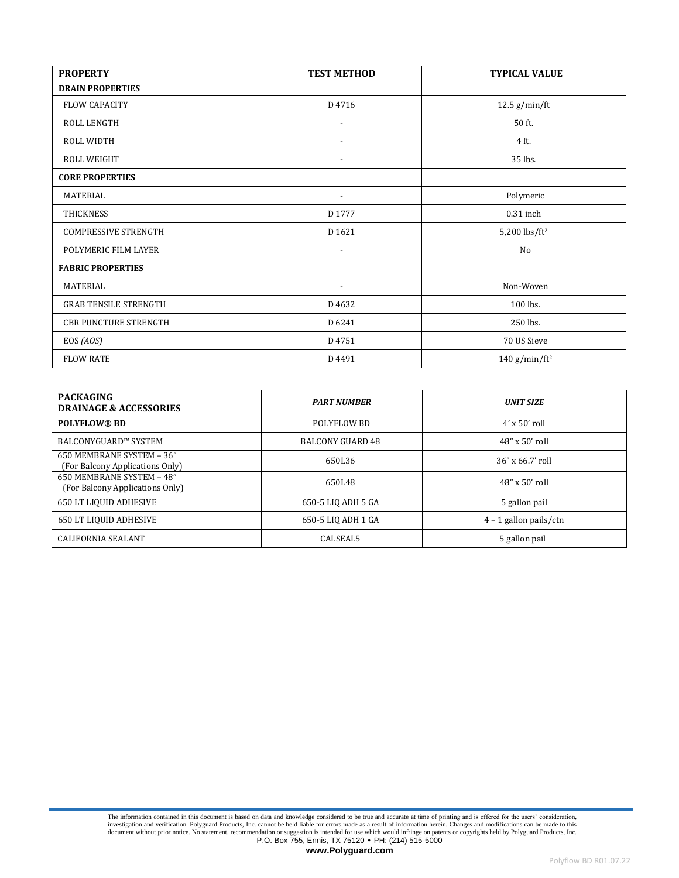| PROPERTY | TEST METHOD | TYPICAL VALUE |
|---|---|---|
| **DRAIN PROPERTIES** | | |
| FLOW CAPACITY | D 4716 | 12.5 g/min/ft |
| ROLL LENGTH | - | 50 ft. |
| ROLL WIDTH | - | 4 ft. |
| ROLL WEIGHT | - | 35 lbs. |
| **CORE PROPERTIES** | | |
| MATERIAL | - | Polymeric |
| THICKNESS | D 1777 | 0.31 inch |
| COMPRESSIVE STRENGTH | D 1621 | 5,200 lbs/ft$^2$ |
| POLYMERIC FILM LAYER | - | No |
| **FABRIC PROPERTIES** | | |
| MATERIAL | - | Non-Woven |
| GRAB TENSILE STRENGTH | D 4632 | 100 lbs. |
| CBR PUNCTURE STRENGTH | D 6241 | 250 lbs. |
| EOS *(AOS)* | D 4751 | 70 US Sieve |
| FLOW RATE | D 4491 | 140 g/min/ft$^2$ |

| PACKAGING DRAINAGE & ACCESSORIES | *PART NUMBER* | *UNIT SIZE* |
|---|---|---|
| **POLYFLOW® BD** | POLYFLOW BD | 4' x 50' roll |
| BALCONYGUARD™ SYSTEM | BALCONY GUARD 48 | 48" x 50' roll |
| 650 MEMBRANE SYSTEM – 36" (For Balcony Applications Only) | 650L36 | 36" x 66.7' roll |
| 650 MEMBRANE SYSTEM – 48" (For Balcony Applications Only) | 650L48 | 48" x 50' roll |
| 650 LT LIQUID ADHESIVE | 650-5 LIQ ADH 5 GA | 5 gallon pail |
| 650 LT LIQUID ADHESIVE | 650-5 LIQ ADH 1 GA | 4 – 1 gallon pails/ctn |
| CALIFORNIA SEALANT | CALSEAL5 | 5 gallon pail |

The information contained in this document is based on data and knowledge considered to be true and accurate at time of printing and is offered for the users' consideration, investigation and verification. Polyguard Products, Inc. cannot be held liable for errors made as a result of information herein. Changes and modifications can be made to this document without prior notice. No statement, recommendation or suggestion is intended for use which would infringe on patents or copyrights held by Polyguard Products, Inc.

P.O. Box 755, Ennis, TX 75120 • PH: (214) 515-5000

**www.Polyguard.com**

Polyflow BD R01.07.22